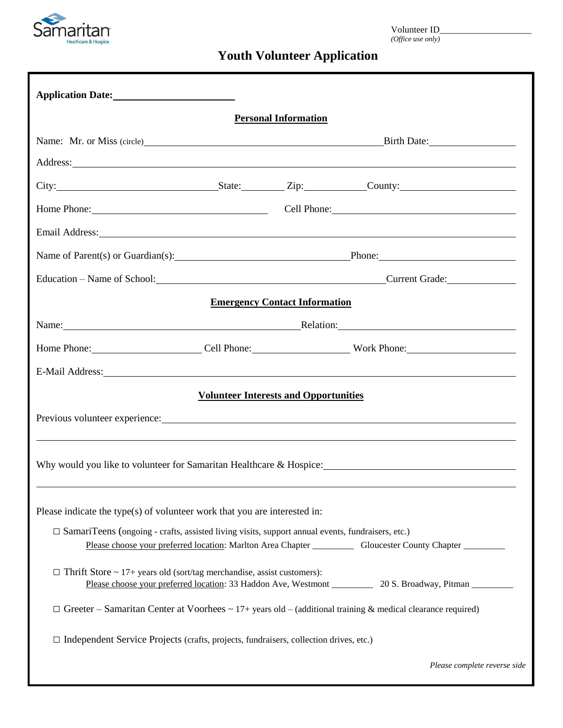Samaritan Healthcare & Hospice

Volunteer ID___________________
*(Office use only)*

# Youth Volunteer Application

**Application Date:** ______________________

## Personal Information

Name: Mr. or Miss (circle) ____________________________________________ Birth Date: ________________

Address: ____________________________________________________________________________

City: ____________________________ State: ________ Zip: ____________ County: ____________________

Home Phone: ________________________________ Cell Phone: ________________________________

Email Address: ______________________________________________________________________

Name of Parent(s) or Guardian(s): ________________________________ Phone: __________________________

Education – Name of School: __________________________________________ Current Grade: ____________

## Emergency Contact Information

Name: ____________________________________________ Relation: ______________________________

Home Phone: ____________________ Cell Phone: __________________ Work Phone: ____________________

E-Mail Address: ______________________________________________________________________

## Volunteer Interests and Opportunities

Previous volunteer experience: ________________________________________________________________

______________________________________________________________________________________

Why would you like to volunteer for Samaritan Healthcare & Hospice: ___________________________________

______________________________________________________________________________________

Please indicate the type(s) of volunteer work that you are interested in:

- ☐ SamariTeens (ongoing - crafts, assisted living visits, support annual events, fundraisers, etc.)
  Please choose your preferred location: Marlton Area Chapter _________ Gloucester County Chapter _________

- ☐ Thrift Store ~ 17+ years old (sort/tag merchandise, assist customers):
  Please choose your preferred location: 33 Haddon Ave, Westmont _________ 20 S. Broadway, Pitman _________

- ☐ Greeter – Samaritan Center at Voorhees ~ 17+ years old – (additional training & medical clearance required)

- ☐ Independent Service Projects (crafts, projects, fundraisers, collection drives, etc.)

*Please complete reverse side*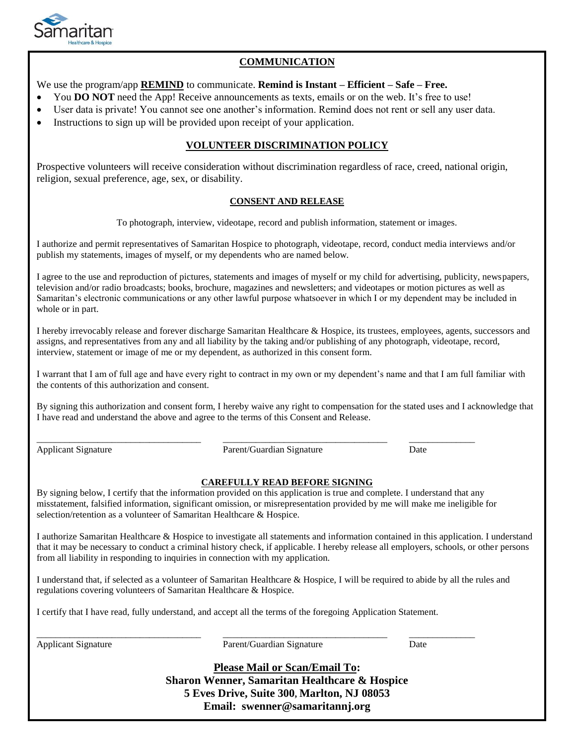## COMMUNICATION

We use the program/app **REMIND** to communicate. **Remind is Instant – Efficient – Safe – Free.**

- You **DO NOT** need the App! Receive announcements as texts, emails or on the web. It's free to use!
- User data is private! You cannot see one another's information. Remind does not rent or sell any user data.
- Instructions to sign up will be provided upon receipt of your application.

## VOLUNTEER DISCRIMINATION POLICY

Prospective volunteers will receive consideration without discrimination regardless of race, creed, national origin, religion, sexual preference, age, sex, or disability.

## CONSENT AND RELEASE

To photograph, interview, videotape, record and publish information, statement or images.

I authorize and permit representatives of Samaritan Hospice to photograph, videotape, record, conduct media interviews and/or publish my statements, images of myself, or my dependents who are named below.

I agree to the use and reproduction of pictures, statements and images of myself or my child for advertising, publicity, newspapers, television and/or radio broadcasts; books, brochure, magazines and newsletters; and videotapes or motion pictures as well as Samaritan's electronic communications or any other lawful purpose whatsoever in which I or my dependent may be included in whole or in part.

I hereby irrevocably release and forever discharge Samaritan Healthcare & Hospice, its trustees, employees, agents, successors and assigns, and representatives from any and all liability by the taking and/or publishing of any photograph, videotape, record, interview, statement or image of me or my dependent, as authorized in this consent form.

I warrant that I am of full age and have every right to contract in my own or my dependent's name and that I am full familiar with the contents of this authorization and consent.

By signing this authorization and consent form, I hereby waive any right to compensation for the stated uses and I acknowledge that I have read and understand the above and agree to the terms of this Consent and Release.

\_\_\_\_\_\_\_\_\_\_\_\_\_\_\_\_\_\_\_\_\_\_\_\_\_\_\_\_\_\_ \_\_\_\_\_\_\_\_\_\_\_\_\_\_\_\_\_\_\_\_\_\_\_\_\_\_\_\_\_\_ \_\_\_\_\_\_\_\_\_\_\_\_

Applicant Signature Parent/Guardian Signature Date

## CAREFULLY READ BEFORE SIGNING

By signing below, I certify that the information provided on this application is true and complete. I understand that any misstatement, falsified information, significant omission, or misrepresentation provided by me will make me ineligible for selection/retention as a volunteer of Samaritan Healthcare & Hospice.

I authorize Samaritan Healthcare & Hospice to investigate all statements and information contained in this application. I understand that it may be necessary to conduct a criminal history check, if applicable. I hereby release all employers, schools, or other persons from all liability in responding to inquiries in connection with my application.

I understand that, if selected as a volunteer of Samaritan Healthcare & Hospice, I will be required to abide by all the rules and regulations covering volunteers of Samaritan Healthcare & Hospice.

I certify that I have read, fully understand, and accept all the terms of the foregoing Application Statement.

\_\_\_\_\_\_\_\_\_\_\_\_\_\_\_\_\_\_\_\_\_\_\_\_\_\_\_\_\_\_ \_\_\_\_\_\_\_\_\_\_\_\_\_\_\_\_\_\_\_\_\_\_\_\_\_\_\_\_\_\_ \_\_\_\_\_\_\_\_\_\_\_\_

Applicant Signature Parent/Guardian Signature Date

**Please Mail or Scan/Email To:**
**Sharon Wenner, Samaritan Healthcare & Hospice**
**5 Eves Drive, Suite 300, Marlton, NJ 08053**
**Email: swenner@samaritannj.org**